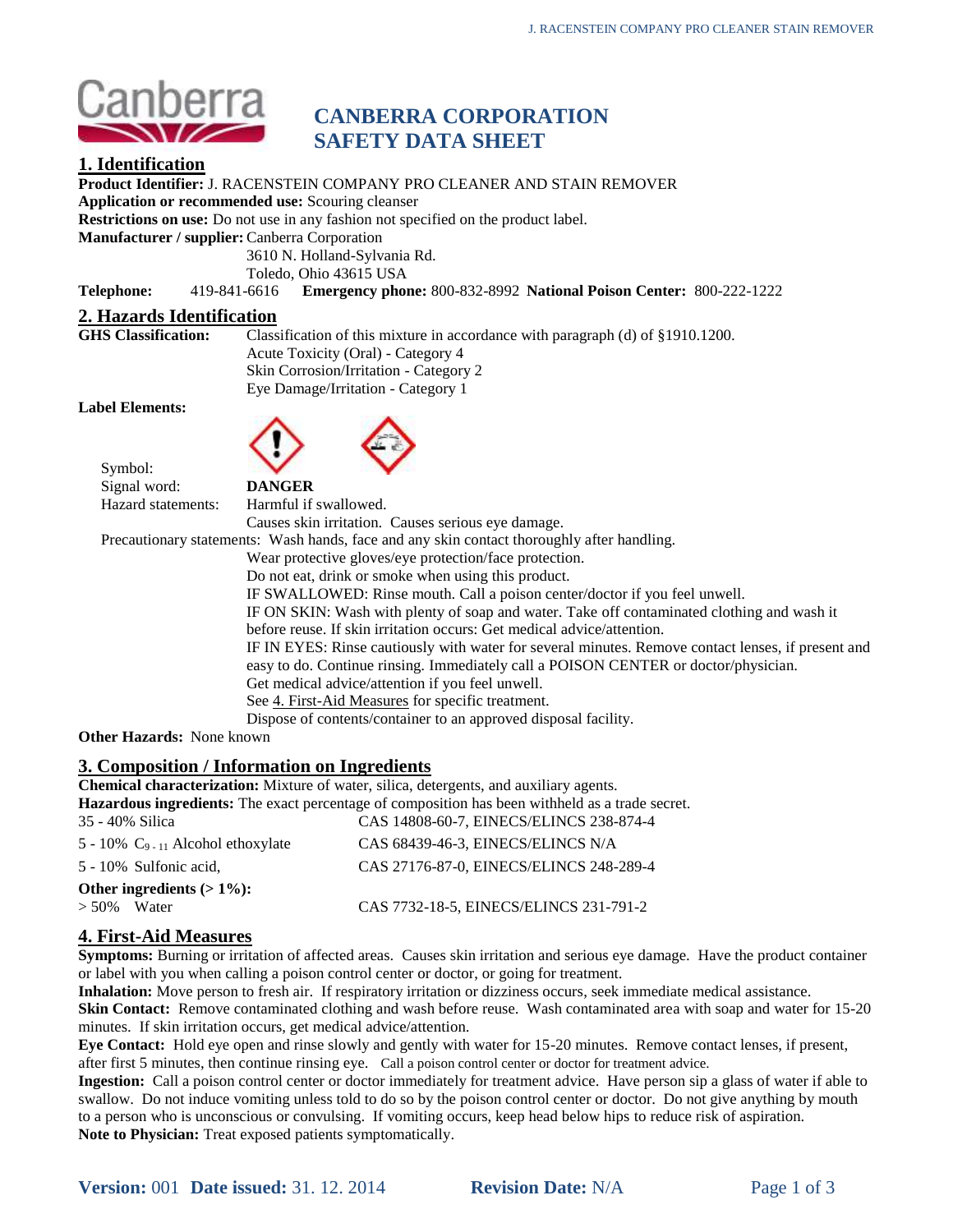# CANBERRA CORPORATION
# SAFETY DATA SHEET

## 1. Identification

**Product Identifier:** J. RACENSTEIN COMPANY PRO CLEANER AND STAIN REMOVER
**Application or recommended use:** Scouring cleanser
**Restrictions on use:** Do not use in any fashion not specified on the product label.
**Manufacturer / supplier:** Canberra Corporation
3610 N. Holland-Sylvania Rd.
Toledo, Ohio 43615 USA
**Telephone:** 419-841-6616 **Emergency phone:** 800-832-8992 **National Poison Center:** 800-222-1222

## 2. Hazards Identification

**GHS Classification:** Classification of this mixture in accordance with paragraph (d) of §1910.1200.
Acute Toxicity (Oral) - Category 4
Skin Corrosion/Irritation - Category 2
Eye Damage/Irritation - Category 1

**Label Elements:**

Symbol:
Signal word: **DANGER**
Hazard statements: Harmful if swallowed.
Causes skin irritation. Causes serious eye damage.
Precautionary statements: Wash hands, face and any skin contact thoroughly after handling.
Wear protective gloves/eye protection/face protection.
Do not eat, drink or smoke when using this product.
IF SWALLOWED: Rinse mouth. Call a poison center/doctor if you feel unwell.
IF ON SKIN: Wash with plenty of soap and water. Take off contaminated clothing and wash it before reuse. If skin irritation occurs: Get medical advice/attention.
IF IN EYES: Rinse cautiously with water for several minutes. Remove contact lenses, if present and easy to do. Continue rinsing. Immediately call a POISON CENTER or doctor/physician.
Get medical advice/attention if you feel unwell.
See 4. First-Aid Measures for specific treatment.
Dispose of contents/container to an approved disposal facility.

**Other Hazards:** None known

## 3. Composition / Information on Ingredients

**Chemical characterization:** Mixture of water, silica, detergents, and auxiliary agents.
**Hazardous ingredients:** The exact percentage of composition has been withheld as a trade secret.

| | |
|---|---|
| 35 - 40% Silica | CAS 14808-60-7, EINECS/ELINCS 238-874-4 |
| 5 - 10% $C_{9-11}$ Alcohol ethoxylate | CAS 68439-46-3, EINECS/ELINCS N/A |
| 5 - 10% Sulfonic acid, | CAS 27176-87-0, EINECS/ELINCS 248-289-4 |
| **Other ingredients (> 1%):** | |
| > 50% Water | CAS 7732-18-5, EINECS/ELINCS 231-791-2 |

## 4. First-Aid Measures

**Symptoms:** Burning or irritation of affected areas. Causes skin irritation and serious eye damage. Have the product container or label with you when calling a poison control center or doctor, or going for treatment.
**Inhalation:** Move person to fresh air. If respiratory irritation or dizziness occurs, seek immediate medical assistance.
**Skin Contact:** Remove contaminated clothing and wash before reuse. Wash contaminated area with soap and water for 15-20 minutes. If skin irritation occurs, get medical advice/attention.
**Eye Contact:** Hold eye open and rinse slowly and gently with water for 15-20 minutes. Remove contact lenses, if present, after first 5 minutes, then continue rinsing eye. Call a poison control center or doctor for treatment advice.
**Ingestion:** Call a poison control center or doctor immediately for treatment advice. Have person sip a glass of water if able to swallow. Do not induce vomiting unless told to do so by the poison control center or doctor. Do not give anything by mouth to a person who is unconscious or convulsing. If vomiting occurs, keep head below hips to reduce risk of aspiration.
**Note to Physician:** Treat exposed patients symptomatically.

**Version:** 001 **Date issued:** 31. 12. 2014 **Revision Date:** N/A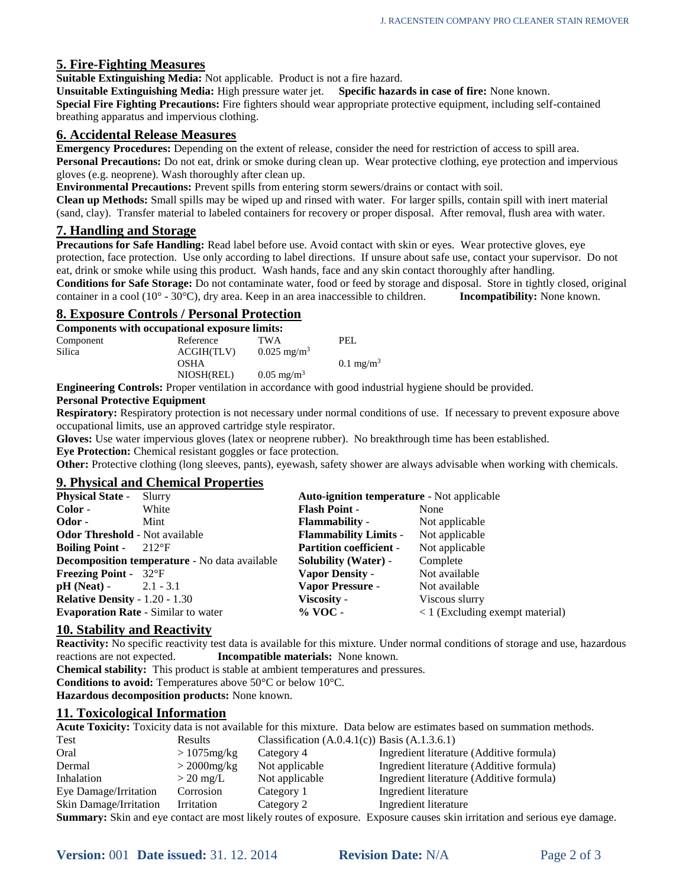## 5. Fire-Fighting Measures

**Suitable Extinguishing Media:** Not applicable. Product is not a fire hazard.

**Unsuitable Extinguishing Media:** High pressure water jet. **Specific hazards in case of fire:** None known.

**Special Fire Fighting Precautions:** Fire fighters should wear appropriate protective equipment, including self-contained breathing apparatus and impervious clothing.

## 6. Accidental Release Measures

**Emergency Procedures:** Depending on the extent of release, consider the need for restriction of access to spill area.

**Personal Precautions:** Do not eat, drink or smoke during clean up. Wear protective clothing, eye protection and impervious gloves (e.g. neoprene). Wash thoroughly after clean up.

**Environmental Precautions:** Prevent spills from entering storm sewers/drains or contact with soil.

**Clean up Methods:** Small spills may be wiped up and rinsed with water. For larger spills, contain spill with inert material (sand, clay). Transfer material to labeled containers for recovery or proper disposal. After removal, flush area with water.

## 7. Handling and Storage

**Precautions for Safe Handling:** Read label before use. Avoid contact with skin or eyes. Wear protective gloves, eye protection, face protection. Use only according to label directions. If unsure about safe use, contact your supervisor. Do not eat, drink or smoke while using this product. Wash hands, face and any skin contact thoroughly after handling.

**Conditions for Safe Storage:** Do not contaminate water, food or feed by storage and disposal. Store in tightly closed, original container in a cool (10° - 30°C), dry area. Keep in an area inaccessible to children. **Incompatibility:** None known.

## 8. Exposure Controls / Personal Protection

**Components with occupational exposure limits:**

| Component | Reference | TWA | PEL |
|---|---|---|---|
| Silica | ACGIH(TLV) | 0.025 mg/m$^3$ | |
| | OSHA | | 0.1 mg/m$^3$ |
| | NIOSH(REL) | 0.05 mg/m$^3$ | |

**Engineering Controls:** Proper ventilation in accordance with good industrial hygiene should be provided.

**Personal Protective Equipment**

**Respiratory:** Respiratory protection is not necessary under normal conditions of use. If necessary to prevent exposure above occupational limits, use an approved cartridge style respirator.

**Gloves:** Use water impervious gloves (latex or neoprene rubber). No breakthrough time has been established.

**Eye Protection:** Chemical resistant goggles or face protection.

**Other:** Protective clothing (long sleeves, pants), eyewash, safety shower are always advisable when working with chemicals.

## 9. Physical and Chemical Properties

**Physical State -** Slurry
**Color -** White
**Odor -** Mint
**Odor Threshold** - Not available
**Boiling Point -** 212°F
**Decomposition temperature** - No data available
**Freezing Point -** 32°F
**pH (Neat) -** 2.1 - 3.1
**Relative Density** - 1.20 - 1.30
**Evaporation Rate** - Similar to water

**Auto-ignition temperature** - Not applicable
**Flash Point -** None
**Flammability -** Not applicable
**Flammability Limits -** Not applicable
**Partition coefficient -** Not applicable
**Solubility (Water) -** Complete
**Vapor Density -** Not available
**Vapor Pressure -** Not available
**Viscosity -** Viscous slurry
**% VOC -** < 1 (Excluding exempt material)

## 10. Stability and Reactivity

**Reactivity:** No specific reactivity test data is available for this mixture. Under normal conditions of storage and use, hazardous reactions are not expected. **Incompatible materials:** None known.

**Chemical stability:** This product is stable at ambient temperatures and pressures.

**Conditions to avoid:** Temperatures above 50°C or below 10°C.

**Hazardous decomposition products:** None known.

## 11. Toxicological Information

**Acute Toxicity:** Toxicity data is not available for this mixture. Data below are estimates based on summation methods.

| Test | Results | Classification (A.0.4.1(c)) | Basis (A.1.3.6.1) |
|---|---|---|---|
| Oral | > 1075mg/kg | Category 4 | Ingredient literature (Additive formula) |
| Dermal | > 2000mg/kg | Not applicable | Ingredient literature (Additive formula) |
| Inhalation | > 20 mg/L | Not applicable | Ingredient literature (Additive formula) |
| Eye Damage/Irritation | Corrosion | Category 1 | Ingredient literature |
| Skin Damage/Irritation | Irritation | Category 2 | Ingredient literature |

**Summary:** Skin and eye contact are most likely routes of exposure. Exposure causes skin irritation and serious eye damage.

**Version:** 001 **Date issued:** 31. 12. 2014 **Revision Date:** N/A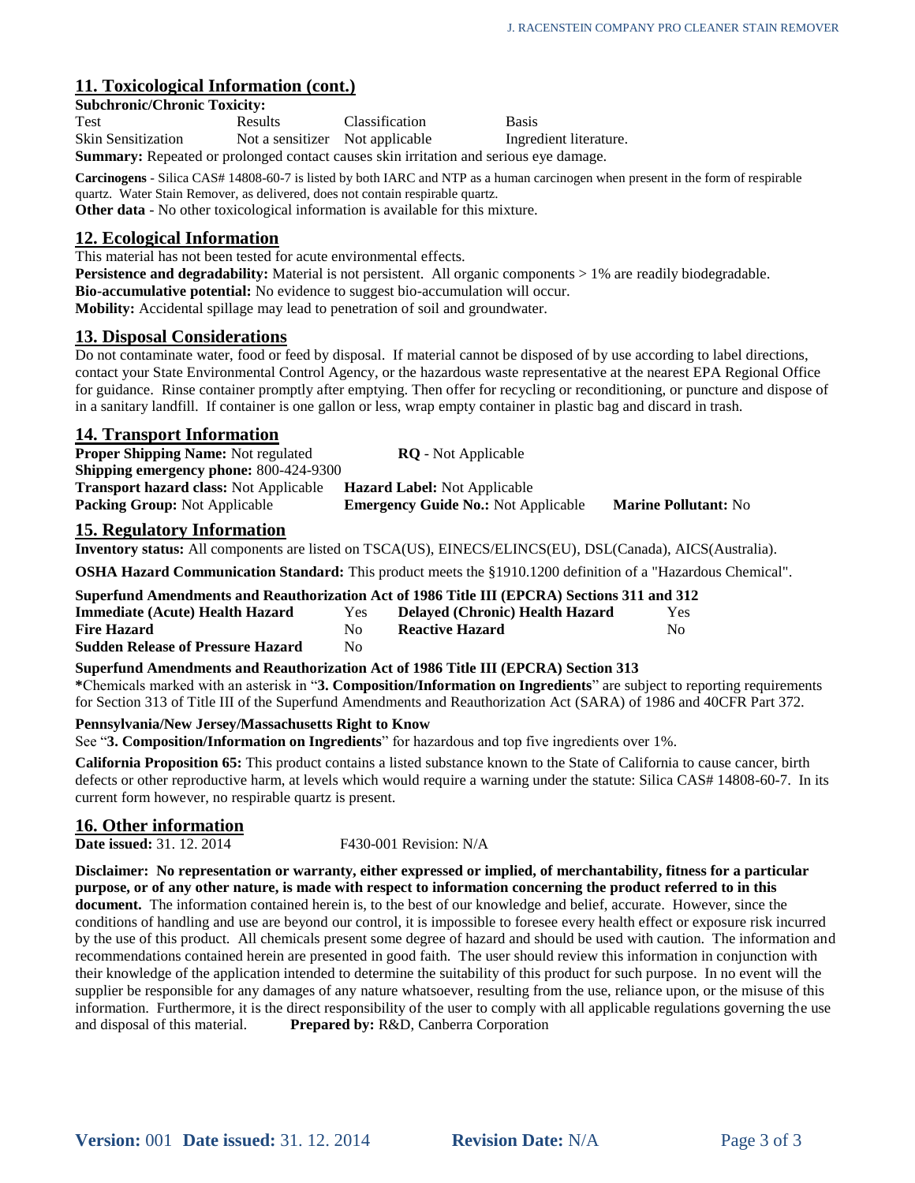## 11. Toxicological Information (cont.)

**Subchronic/Chronic Toxicity:**

| Test | Results | Classification | Basis |
|---|---|---|---|
| Skin Sensitization | Not a sensitizer | Not applicable | Ingredient literature. |

**Summary:** Repeated or prolonged contact causes skin irritation and serious eye damage.

**Carcinogens** - Silica CAS# 14808-60-7 is listed by both IARC and NTP as a human carcinogen when present in the form of respirable quartz. Water Stain Remover, as delivered, does not contain respirable quartz.

**Other data** - No other toxicological information is available for this mixture.

## 12. Ecological Information

This material has not been tested for acute environmental effects.

**Persistence and degradability:** Material is not persistent. All organic components > 1% are readily biodegradable.

**Bio-accumulative potential:** No evidence to suggest bio-accumulation will occur.

**Mobility:** Accidental spillage may lead to penetration of soil and groundwater.

## 13. Disposal Considerations

Do not contaminate water, food or feed by disposal. If material cannot be disposed of by use according to label directions, contact your State Environmental Control Agency, or the hazardous waste representative at the nearest EPA Regional Office for guidance. Rinse container promptly after emptying. Then offer for recycling or reconditioning, or puncture and dispose of in a sanitary landfill. If container is one gallon or less, wrap empty container in plastic bag and discard in trash.

## 14. Transport Information

**Proper Shipping Name:** Not regulated
**RQ** - Not Applicable
**Shipping emergency phone:** 800-424-9300
**Transport hazard class:** Not Applicable
**Hazard Label:** Not Applicable
**Packing Group:** Not Applicable
**Emergency Guide No.:** Not Applicable
**Marine Pollutant:** No

## 15. Regulatory Information

**Inventory status:** All components are listed on TSCA(US), EINECS/ELINCS(EU), DSL(Canada), AICS(Australia).

**OSHA Hazard Communication Standard:** This product meets the §1910.1200 definition of a "Hazardous Chemical".

**Superfund Amendments and Reauthorization Act of 1986 Title III (EPCRA) Sections 311 and 312**

| | | | |
|---|---|---|---|
| **Immediate (Acute) Health Hazard** | Yes | **Delayed (Chronic) Health Hazard** | Yes |
| **Fire Hazard** | No | **Reactive Hazard** | No |
| **Sudden Release of Pressure Hazard** | No | | |

**Superfund Amendments and Reauthorization Act of 1986 Title III (EPCRA) Section 313**

**\***Chemicals marked with an asterisk in "**3. Composition/Information on Ingredients**" are subject to reporting requirements for Section 313 of Title III of the Superfund Amendments and Reauthorization Act (SARA) of 1986 and 40CFR Part 372.

**Pennsylvania/New Jersey/Massachusetts Right to Know**

See "**3. Composition/Information on Ingredients**" for hazardous and top five ingredients over 1%.

**California Proposition 65:** This product contains a listed substance known to the State of California to cause cancer, birth defects or other reproductive harm, at levels which would require a warning under the statute: Silica CAS# 14808-60-7. In its current form however, no respirable quartz is present.

## 16. Other information

**Date issued:** 31. 12. 2014 F430-001 Revision: N/A

**Disclaimer: No representation or warranty, either expressed or implied, of merchantability, fitness for a particular purpose, or of any other nature, is made with respect to information concerning the product referred to in this document.** The information contained herein is, to the best of our knowledge and belief, accurate. However, since the conditions of handling and use are beyond our control, it is impossible to foresee every health effect or exposure risk incurred by the use of this product. All chemicals present some degree of hazard and should be used with caution. The information and recommendations contained herein are presented in good faith. The user should review this information in conjunction with their knowledge of the application intended to determine the suitability of this product for such purpose. In no event will the supplier be responsible for any damages of any nature whatsoever, resulting from the use, reliance upon, or the misuse of this information. Furthermore, it is the direct responsibility of the user to comply with all applicable regulations governing the use and disposal of this material. **Prepared by:** R&D, Canberra Corporation